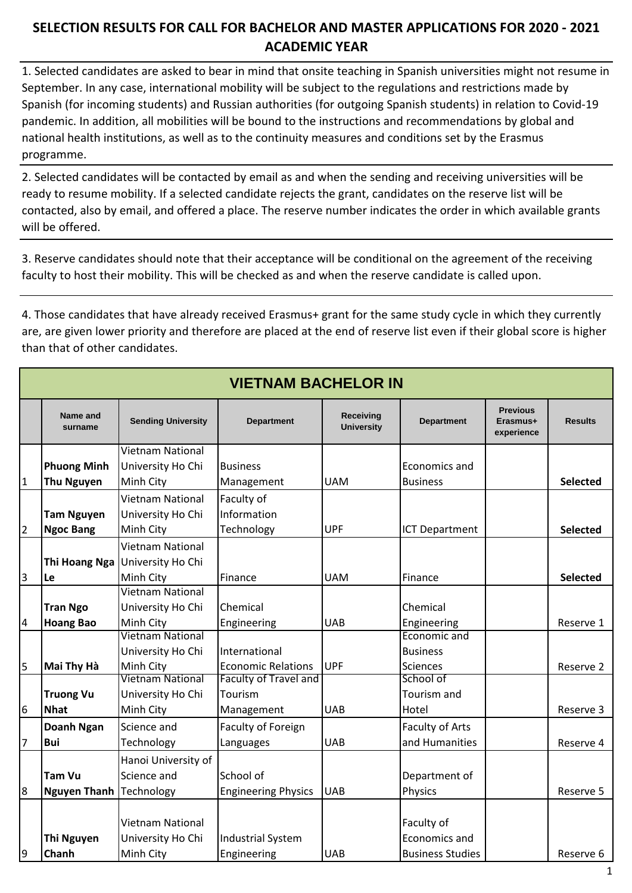# SELECTION RESULTS FOR CALL FOR BACHELOR AND MASTER APPLICATIONS FOR 2020 - 2021 ACADEMIC YEAR

1. Selected candidates are asked to bear in mind that onsite teaching in Spanish universities might not resume in September. In any case, international mobility will be subject to the regulations and restrictions made by Spanish (for incoming students) and Russian authorities (for outgoing Spanish students) in relation to Covid-19 pandemic. In addition, all mobilities will be bound to the instructions and recommendations by global and national health institutions, as well as to the continuity measures and conditions set by the Erasmus programme.

2. Selected candidates will be contacted by email as and when the sending and receiving universities will be ready to resume mobility. If a selected candidate rejects the grant, candidates on the reserve list will be contacted, also by email, and offered a place. The reserve number indicates the order in which available grants will be offered.

3. Reserve candidates should note that their acceptance will be conditional on the agreement of the receiving faculty to host their mobility. This will be checked as and when the reserve candidate is called upon.

4. Those candidates that have already received Erasmus+ grant for the same study cycle in which they currently are, are given lower priority and therefore are placed at the end of reserve list even if their global score is higher than that of other candidates.

## VIETNAM BACHELOR IN

| | Name and surname | Sending University | Department | Receiving University | Department | Previous Erasmus+ experience | Results |
|---|---|---|---|---|---|---|---|
| 1 | **Phuong Minh Thu Nguyen** | Vietnam National University Ho Chi Minh City | Business Management | UAM | Economics and Business | | **Selected** |
| 2 | **Tam Nguyen Ngoc Bang** | Vietnam National University Ho Chi Minh City | Faculty of Information Technology | UPF | ICT Department | | **Selected** |
| 3 | **Thi Hoang Nga Le** | Vietnam National University Ho Chi Minh City | Finance | UAM | Finance | | **Selected** |
| 4 | **Tran Ngo Hoang Bao** | Vietnam National University Ho Chi Minh City | Chemical Engineering | UAB | Chemical Engineering | | Reserve 1 |
| 5 | **Mai Thy Hà** | Vietnam National University Ho Chi Minh City | International Economic Relations | UPF | Economic and Business Sciences | | Reserve 2 |
| 6 | **Truong Vu Nhat** | Vietnam National University Ho Chi Minh City | Faculty of Travel and Tourism Management | UAB | School of Tourism and Hotel | | Reserve 3 |
| 7 | **Doanh Ngan Bui** | Science and Technology | Faculty of Foreign Languages | UAB | Faculty of Arts and Humanities | | Reserve 4 |
| 8 | **Tam Vu Nguyen Thanh** | Hanoi University of Science and Technology | School of Engineering Physics | UAB | Department of Physics | | Reserve 5 |
| 9 | **Thi Nguyen Chanh** | Vietnam National University Ho Chi Minh City | Industrial System Engineering | UAB | Faculty of Economics and Business Studies | | Reserve 6 |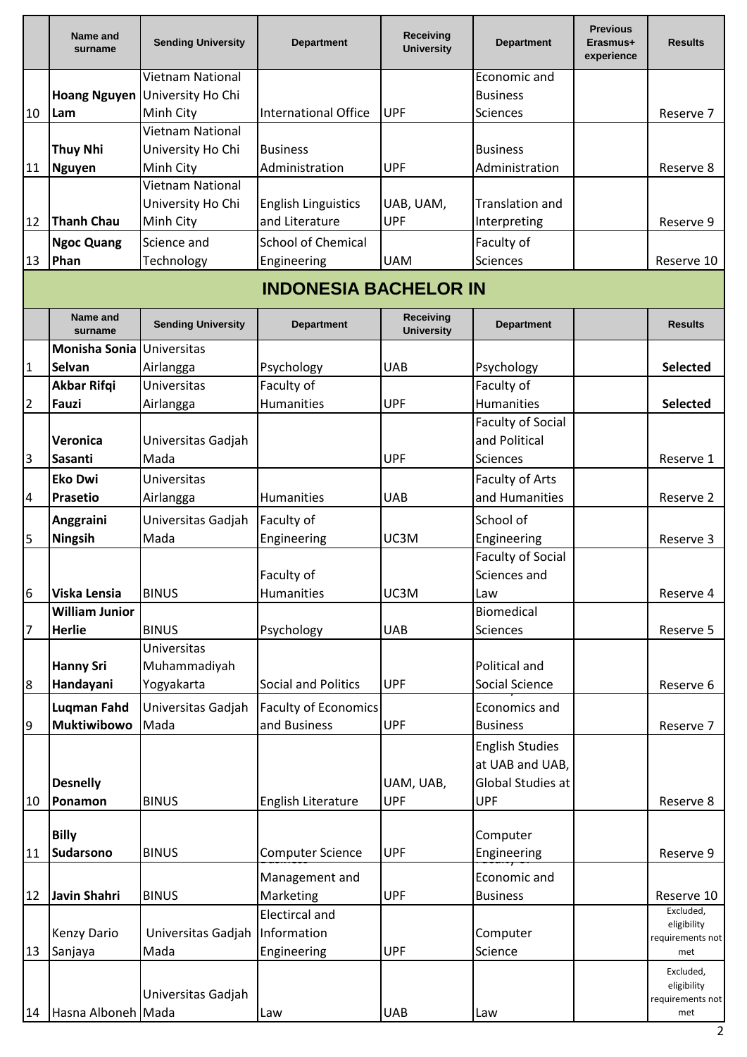| | Name and surname | Sending University | Department | Receiving University | Department | Previous Erasmus+ experience | Results |
|---|---|---|---|---|---|---|---|
| 10 | **Hoang Nguyen Lam** | Vietnam National University Ho Chi Minh City | International Office | UPF | Economic and Business Sciences | | Reserve 7 |
| 11 | **Thuy Nhi Nguyen** | Vietnam National University Ho Chi Minh City | Business Administration | UPF | Business Administration | | Reserve 8 |
| 12 | **Thanh Chau** | Vietnam National University Ho Chi Minh City | English Linguistics and Literature | UAB, UAM, UPF | Translation and Interpreting | | Reserve 9 |
| 13 | **Ngoc Quang Phan** | Science and Technology | School of Chemical Engineering | UAM | Faculty of Sciences | | Reserve 10 |

## INDONESIA BACHELOR IN

| | Name and surname | Sending University | Department | Receiving University | Department | | Results |
|---|---|---|---|---|---|---|---|
| 1 | **Monisha Sonia Selvan** | Universitas Airlangga | Psychology | UAB | Psychology | | **Selected** |
| 2 | **Akbar Rifqi Fauzi** | Universitas Airlangga | Faculty of Humanities | UPF | Faculty of Humanities | | **Selected** |
| 3 | **Veronica Sasanti** | Universitas Gadjah Mada | | UPF | Faculty of Social and Political Sciences | | Reserve 1 |
| 4 | **Eko Dwi Prasetio** | Universitas Airlangga | Humanities | UAB | Faculty of Arts and Humanities | | Reserve 2 |
| 5 | **Anggraini Ningsih** | Universitas Gadjah Mada | Faculty of Engineering | UC3M | School of Engineering | | Reserve 3 |
| 6 | **Viska Lensia** | BINUS | Faculty of Humanities | UC3M | Faculty of Social Sciences and Law | | Reserve 4 |
| 7 | **William Junior Herlie** | BINUS | Psychology | UAB | Biomedical Sciences | | Reserve 5 |
| 8 | **Hanny Sri Handayani** | Universitas Muhammadiyah Yogyakarta | Social and Politics | UPF | Political and Social Science | | Reserve 6 |
| 9 | **Luqman Fahd Muktiwibowo** | Universitas Gadjah Mada | Faculty of Economics and Business | UPF | Economics and Business | | Reserve 7 |
| 10 | **Desnelly Ponamon** | BINUS | English Literature | UAM, UAB, UPF | English Studies at UAB and UAB, Global Studies at UPF | | Reserve 8 |
| 11 | **Billy Sudarsono** | BINUS | Computer Science | UPF | Computer Engineering | | Reserve 9 |
| 12 | **Javin Shahri** | BINUS | Management and Marketing | UPF | Economic and Business | | Reserve 10 |
| 13 | Kenzy Dario Sanjaya | Universitas Gadjah Mada | Electircal and Information Engineering | UPF | Computer Science | | Excluded, eligibility requirements not met |
| 14 | Hasna Alboneh | Universitas Gadjah Mada | Law | UAB | Law | | Excluded, eligibility requirements not met |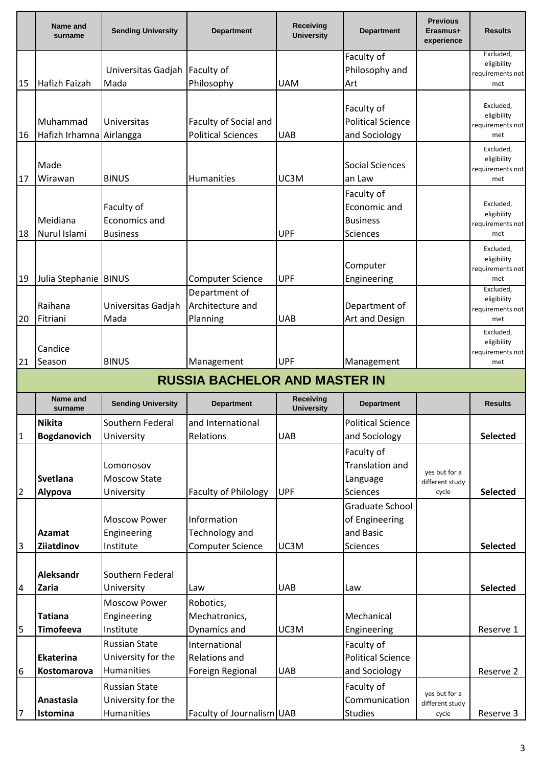| | Name and surname | Sending University | Department | Receiving University | Department | Previous Erasmus+ experience | Results |
|---|---|---|---|---|---|---|---|
| 15 | Hafizh Faizah | Universitas Gadjah Mada | Faculty of Philosophy | UAM | Faculty of Philosophy and Art | | Excluded, eligibility requirements not met |
| 16 | Muhammad Hafizh Irhamna | Universitas Airlangga | Faculty of Social and Political Sciences | UAB | Faculty of Political Science and Sociology | | Excluded, eligibility requirements not met |
| 17 | Made Wirawan | BINUS | Humanities | UC3M | Social Sciences an Law | | Excluded, eligibility requirements not met |
| 18 | Meidiana Nurul Islami | Faculty of Economics and Business | | UPF | Faculty of Economic and Business Sciences | | Excluded, eligibility requirements not met |
| 19 | Julia Stephanie | BINUS | Computer Science | UPF | Computer Engineering | | Excluded, eligibility requirements not met |
| 20 | Raihana Fitriani | Universitas Gadjah Mada | Department of Architecture and Planning | UAB | Department of Art and Design | | Excluded, eligibility requirements not met |
| 21 | Candice Season | BINUS | Management | UPF | Management | | Excluded, eligibility requirements not met |

## RUSSIA BACHELOR AND MASTER IN

| | Name and surname | Sending University | Department | Receiving University | Department | | Results |
|---|---|---|---|---|---|---|---|
| 1 | **Nikita Bogdanovich** | Southern Federal University | and International Relations | UAB | Political Science and Sociology | | **Selected** |
| 2 | **Svetlana Alypova** | Lomonosov Moscow State University | Faculty of Philology | UPF | Faculty of Translation and Language Sciences | yes but for a different study cycle | **Selected** |
| 3 | **Azamat Ziiatdinov** | Moscow Power Engineering Institute | Information Technology and Computer Science | UC3M | Graduate School of Engineering and Basic Sciences | | **Selected** |
| 4 | **Aleksandr Zaria** | Southern Federal University | Law | UAB | Law | | **Selected** |
| 5 | **Tatiana Timofeeva** | Moscow Power Engineering Institute | Robotics, Mechatronics, Dynamics and | UC3M | Mechanical Engineering | | Reserve 1 |
| 6 | **Ekaterina Kostomarova** | Russian State University for the Humanities | International Relations and Foreign Regional | UAB | Faculty of Political Science and Sociology | | Reserve 2 |
| 7 | **Anastasia Istomina** | Russian State University for the Humanities | Faculty of Journalism | UAB | Faculty of Communication Studies | yes but for a different study cycle | Reserve 3 |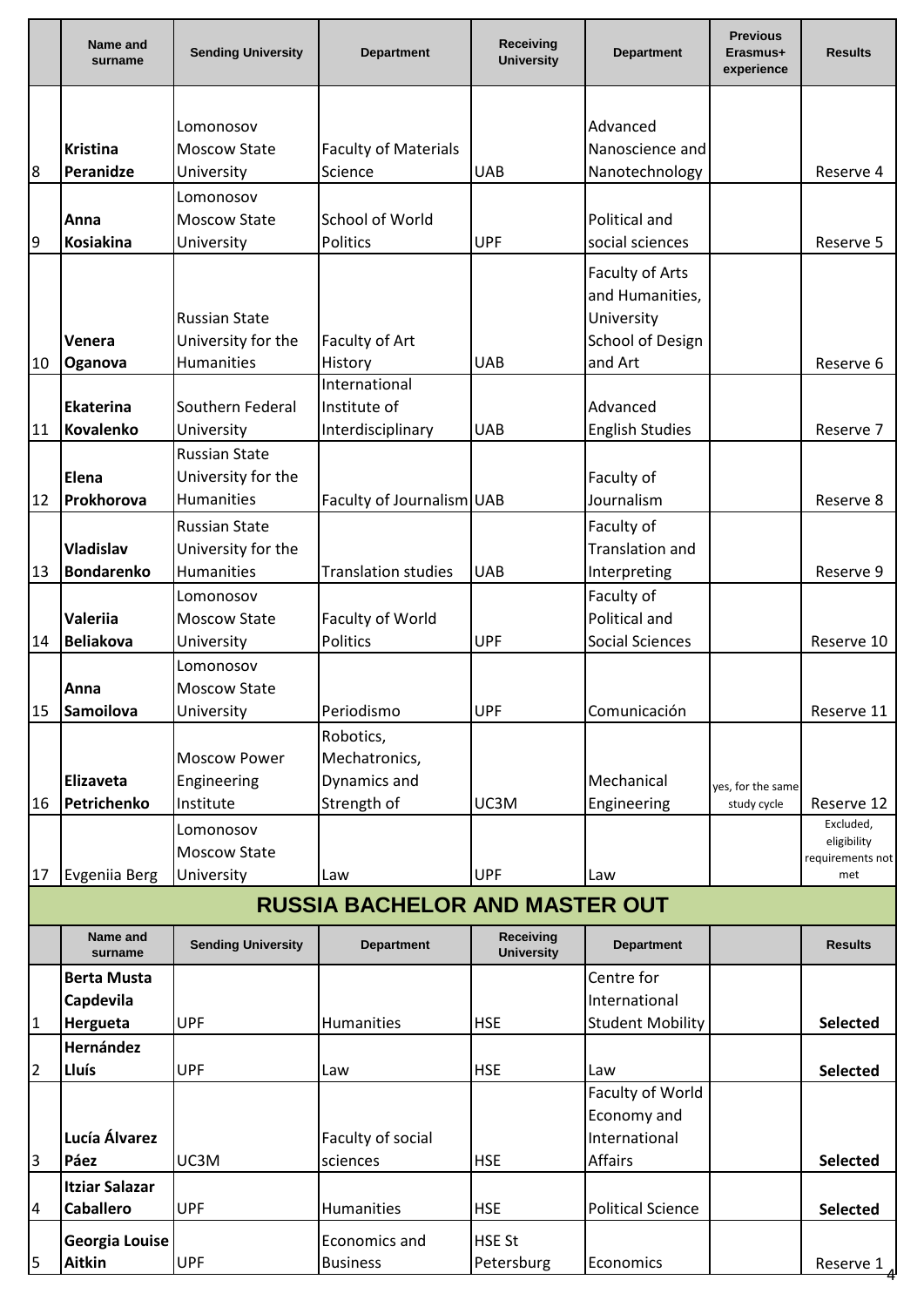| | Name and surname | Sending University | Department | Receiving University | Department | Previous Erasmus+ experience | Results |
|---|---|---|---|---|---|---|---|
| 8 | **Kristina Peranidze** | Lomonosov Moscow State University | Faculty of Materials Science | UAB | Advanced Nanoscience and Nanotechnology | | Reserve 4 |
| 9 | **Anna Kosiakina** | Lomonosov Moscow State University | School of World Politics | UPF | Political and social sciences | | Reserve 5 |
| 10 | **Venera Oganova** | Russian State University for the Humanities | Faculty of Art History | UAB | Faculty of Arts and Humanities, University School of Design and Art | | Reserve 6 |
| 11 | **Ekaterina Kovalenko** | Southern Federal University | International Institute of Interdisciplinary | UAB | Advanced English Studies | | Reserve 7 |
| 12 | **Elena Prokhorova** | Russian State University for the Humanities | Faculty of Journalism | UAB | Faculty of Journalism | | Reserve 8 |
| 13 | **Vladislav Bondarenko** | Russian State University for the Humanities | Translation studies | UAB | Faculty of Translation and Interpreting | | Reserve 9 |
| 14 | **Valeriia Beliakova** | Lomonosov Moscow State University | Faculty of World Politics | UPF | Faculty of Political and Social Sciences | | Reserve 10 |
| 15 | **Anna Samoilova** | Lomonosov Moscow State University | Periodismo | UPF | Comunicación | | Reserve 11 |
| 16 | **Elizaveta Petrichenko** | Moscow Power Engineering Institute | Robotics, Mechatronics, Dynamics and Strength of | UC3M | Mechanical Engineering | yes, for the same study cycle | Reserve 12 |
| 17 | Evgeniia Berg | Lomonosov Moscow State University | Law | UPF | Law | | Excluded, eligibility requirements not met |

## RUSSIA BACHELOR AND MASTER OUT

| | Name and surname | Sending University | Department | Receiving University | Department | | Results |
|---|---|---|---|---|---|---|---|
| 1 | **Berta Musta Capdevila Hergueta** | UPF | Humanities | HSE | Centre for International Student Mobility | | **Selected** |
| 2 | **Hernández Lluís** | UPF | Law | HSE | Law | | **Selected** |
| 3 | **Lucía Álvarez Páez** | UC3M | Faculty of social sciences | HSE | Faculty of World Economy and International Affairs | | **Selected** |
| 4 | **Itziar Salazar Caballero** | UPF | Humanities | HSE | Political Science | | **Selected** |
| 5 | **Georgia Louise Aitkin** | UPF | Economics and Business | HSE St Petersburg | Economics | | Reserve 1 |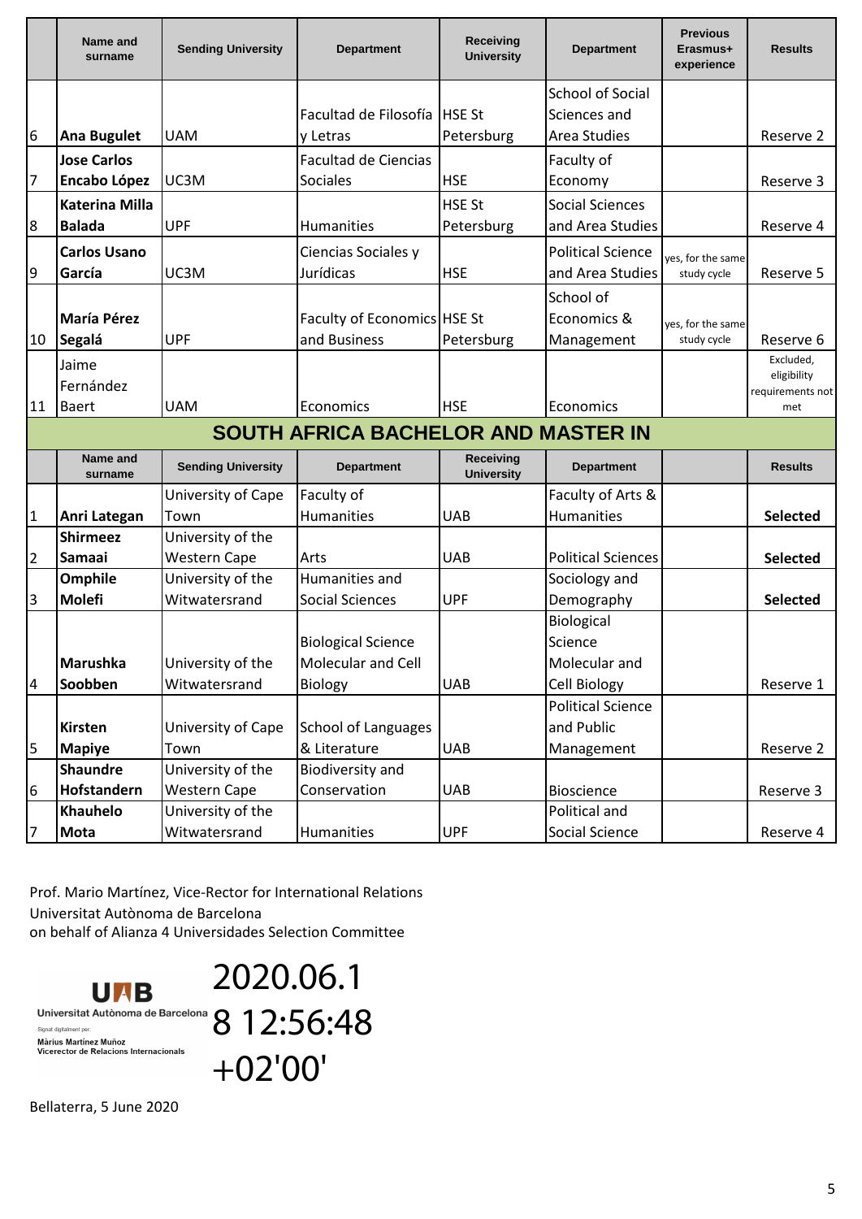| | Name and surname | Sending University | Department | Receiving University | Department | Previous Erasmus+ experience | Results |
|---|---|---|---|---|---|---|---|
| 6 | **Ana Bugulet** | UAM | Facultad de Filosofía y Letras | HSE St Petersburg | School of Social Sciences and Area Studies | | Reserve 2 |
| 7 | **Jose Carlos Encabo López** | UC3M | Facultad de Ciencias Sociales | HSE | Faculty of Economy | | Reserve 3 |
| 8 | **Katerina Milla Balada** | UPF | Humanities | HSE St Petersburg | Social Sciences and Area Studies | | Reserve 4 |
| 9 | **Carlos Usano García** | UC3M | Ciencias Sociales y Jurídicas | HSE | Political Science and Area Studies | yes, for the same study cycle | Reserve 5 |
| 10 | **María Pérez Segalá** | UPF | Faculty of Economics and Business | HSE St Petersburg | School of Economics & Management | yes, for the same study cycle | Reserve 6 |
| 11 | Jaime Fernández Baert | UAM | Economics | HSE | Economics | | Excluded, eligibility requirements not met |

## SOUTH AFRICA BACHELOR AND MASTER IN

| | Name and surname | Sending University | Department | Receiving University | Department | | Results |
|---|---|---|---|---|---|---|---|
| 1 | **Anri Lategan** | University of Cape Town | Faculty of Humanities | UAB | Faculty of Arts & Humanities | | **Selected** |
| 2 | **Shirmeez Samaai** | University of the Western Cape | Arts | UAB | Political Sciences | | **Selected** |
| 3 | **Omphile Molefi** | University of the Witwatersrand | Humanities and Social Sciences | UPF | Sociology and Demography | | **Selected** |
| 4 | **Marushka Soobben** | University of the Witwatersrand | Biological Science Molecular and Cell Biology | UAB | Biological Science Molecular and Cell Biology | | Reserve 1 |
| 5 | **Kirsten Mapiye** | University of Cape Town | School of Languages & Literature | UAB | Political Science and Public Management | | Reserve 2 |
| 6 | **Shaundre Hofstandern** | University of the Western Cape | Biodiversity and Conservation | UAB | Bioscience | | Reserve 3 |
| 7 | **Khauhelo Mota** | University of the Witwatersrand | Humanities | UPF | Political and Social Science | | Reserve 4 |

Prof. Mario Martínez, Vice-Rector for International Relations
Universitat Autònoma de Barcelona
on behalf of Alianza 4 Universidades Selection Committee

UAB
Universitat Autònoma de Barcelona
Signat digitalment per:
Màrius Martínez Muñoz
Vicerector de Relacions Internacionals

2020.06.18 12:56:48 +02'00'

Bellaterra, 5 June 2020